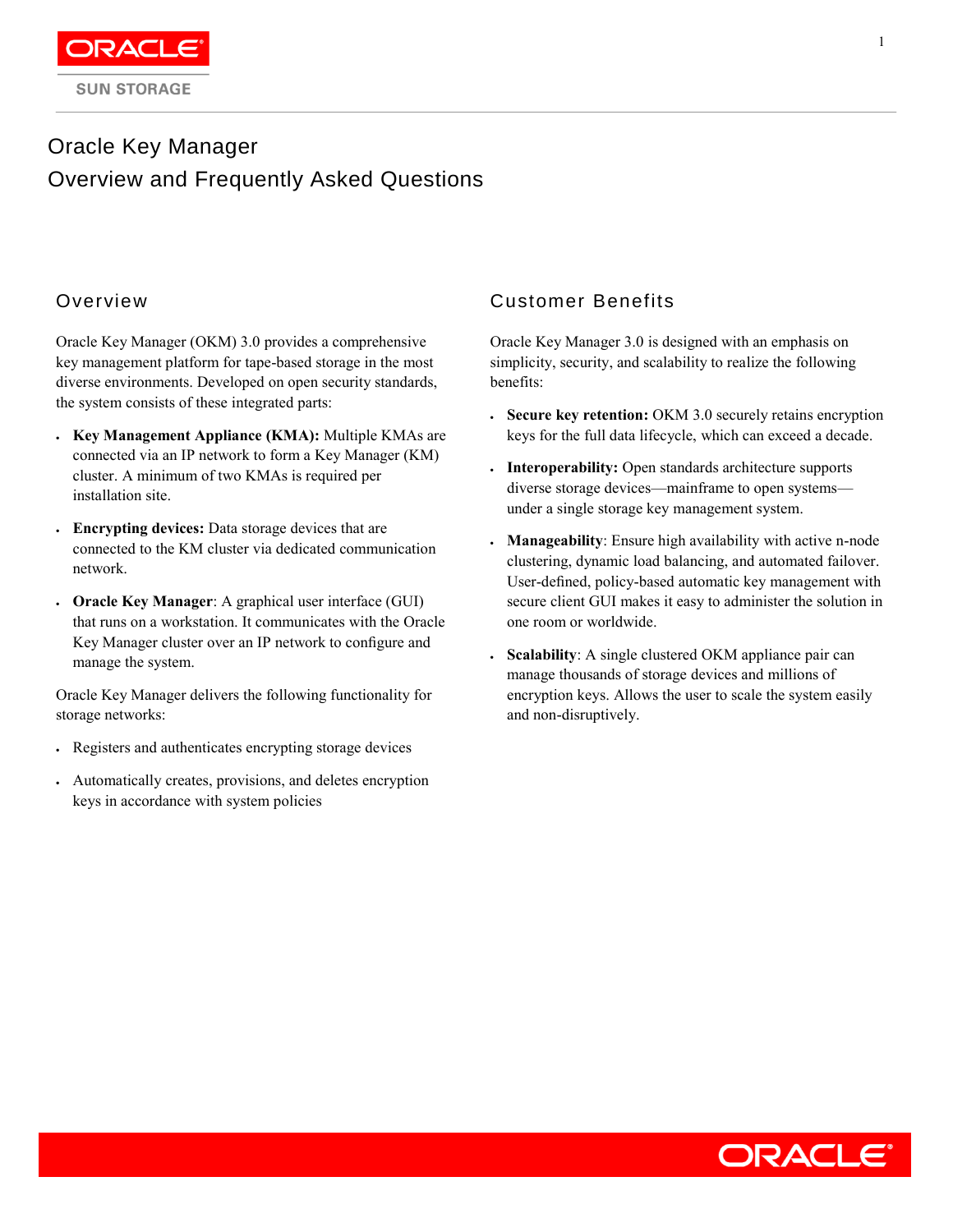# Oracle Key Manager

# Overview and Frequently Asked Questions

## Overview

Oracle Key Manager (OKM) 3.0 provides a comprehensive key management platform for tape-based storage in the most diverse environments. Developed on open security standards, the system consists of these integrated parts:

- **Key Management Appliance (KMA):** Multiple KMAs are connected via an IP network to form a Key Manager (KM) cluster. A minimum of two KMAs is required per installation site.
- **Encrypting devices:** Data storage devices that are connected to the KM cluster via dedicated communication network.
- **Oracle Key Manager**: A graphical user interface (GUI) that runs on a workstation. It communicates with the Oracle Key Manager cluster over an IP network to configure and manage the system.

Oracle Key Manager delivers the following functionality for storage networks:

- Registers and authenticates encrypting storage devices
- Automatically creates, provisions, and deletes encryption keys in accordance with system policies

## Customer Benefits

Oracle Key Manager 3.0 is designed with an emphasis on simplicity, security, and scalability to realize the following benefits:

- **Secure key retention:** OKM 3.0 securely retains encryption keys for the full data lifecycle, which can exceed a decade.
- **Interoperability:** Open standards architecture supports diverse storage devices—mainframe to open systems—under a single storage key management system.
- **Manageability**: Ensure high availability with active n-node clustering, dynamic load balancing, and automated failover. User-defined, policy-based automatic key management with secure client GUI makes it easy to administer the solution in one room or worldwide.
- **Scalability**: A single clustered OKM appliance pair can manage thousands of storage devices and millions of encryption keys. Allows the user to scale the system easily and non-disruptively.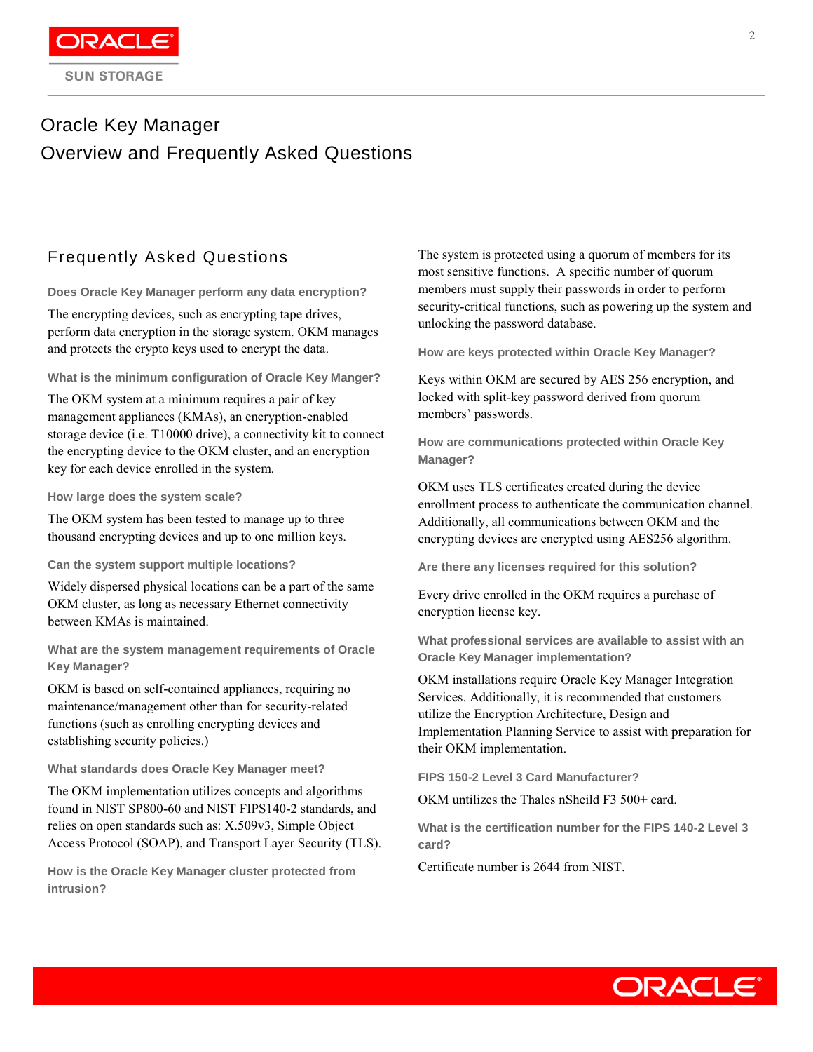# Oracle Key Manager

# Overview and Frequently Asked Questions

## Frequently Asked Questions

### Does Oracle Key Manager perform any data encryption?

The encrypting devices, such as encrypting tape drives, perform data encryption in the storage system. OKM manages and protects the crypto keys used to encrypt the data.

### What is the minimum configuration of Oracle Key Manger?

The OKM system at a minimum requires a pair of key management appliances (KMAs), an encryption-enabled storage device (i.e. T10000 drive), a connectivity kit to connect the encrypting device to the OKM cluster, and an encryption key for each device enrolled in the system.

### How large does the system scale?

The OKM system has been tested to manage up to three thousand encrypting devices and up to one million keys.

### Can the system support multiple locations?

Widely dispersed physical locations can be a part of the same OKM cluster, as long as necessary Ethernet connectivity between KMAs is maintained.

### What are the system management requirements of Oracle Key Manager?

OKM is based on self-contained appliances, requiring no maintenance/management other than for security-related functions (such as enrolling encrypting devices and establishing security policies.)

### What standards does Oracle Key Manager meet?

The OKM implementation utilizes concepts and algorithms found in NIST SP800-60 and NIST FIPS140-2 standards, and relies on open standards such as: X.509v3, Simple Object Access Protocol (SOAP), and Transport Layer Security (TLS).

### How is the Oracle Key Manager cluster protected from intrusion?

The system is protected using a quorum of members for its most sensitive functions. A specific number of quorum members must supply their passwords in order to perform security-critical functions, such as powering up the system and unlocking the password database.

### How are keys protected within Oracle Key Manager?

Keys within OKM are secured by AES 256 encryption, and locked with split-key password derived from quorum members' passwords.

### How are communications protected within Oracle Key Manager?

OKM uses TLS certificates created during the device enrollment process to authenticate the communication channel. Additionally, all communications between OKM and the encrypting devices are encrypted using AES256 algorithm.

### Are there any licenses required for this solution?

Every drive enrolled in the OKM requires a purchase of encryption license key.

### What professional services are available to assist with an Oracle Key Manager implementation?

OKM installations require Oracle Key Manager Integration Services. Additionally, it is recommended that customers utilize the Encryption Architecture, Design and Implementation Planning Service to assist with preparation for their OKM implementation.

### FIPS 150-2 Level 3 Card Manufacturer?

OKM untilizes the Thales nSheild F3 500+ card.

### What is the certification number for the FIPS 140-2 Level 3 card?

Certificate number is 2644 from NIST.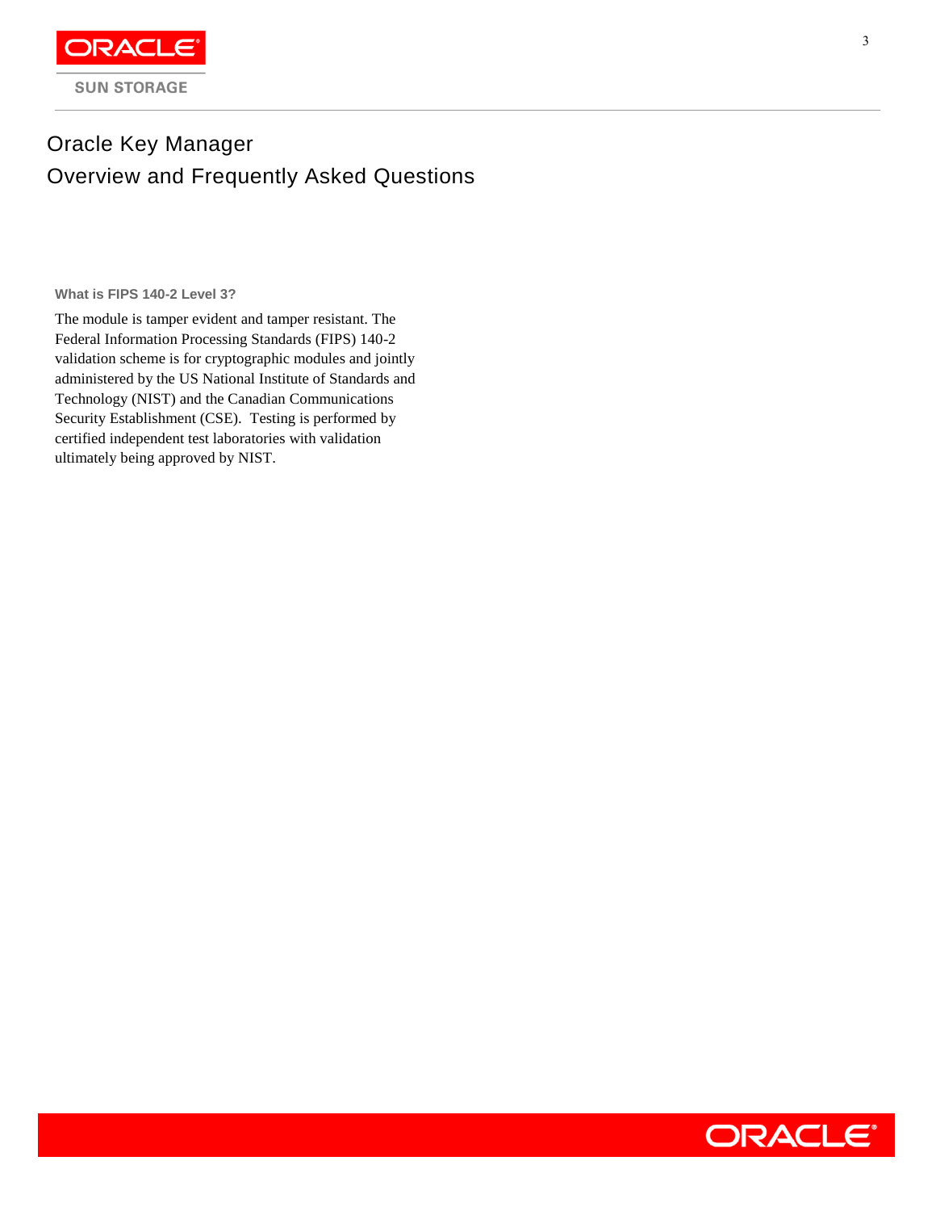# Oracle Key Manager
## Overview and Frequently Asked Questions

### What is FIPS 140-2 Level 3?

The module is tamper evident and tamper resistant. The Federal Information Processing Standards (FIPS) 140-2 validation scheme is for cryptographic modules and jointly administered by the US National Institute of Standards and Technology (NIST) and the Canadian Communications Security Establishment (CSE). Testing is performed by certified independent test laboratories with validation ultimately being approved by NIST.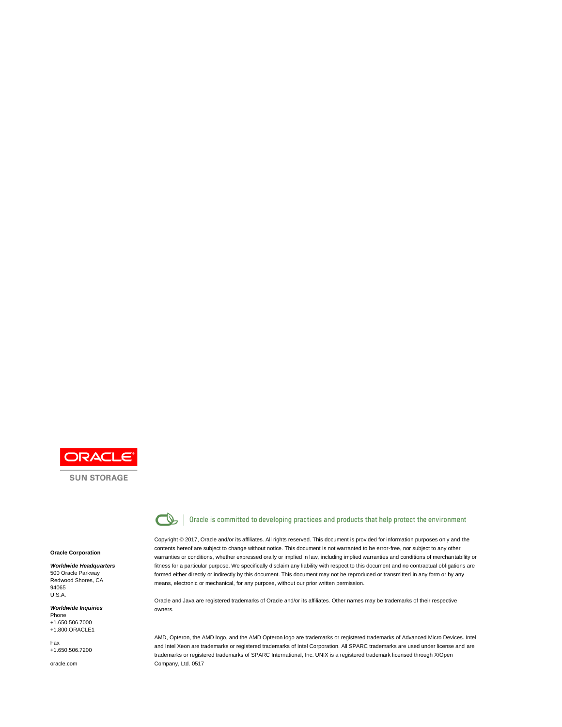ORACLE

SUN STORAGE

Oracle is committed to developing practices and products that help protect the environment

**Oracle Corporation**

***Worldwide Headquarters***
500 Oracle Parkway
Redwood Shores, CA
94065
U.S.A.

***Worldwide Inquiries***
Phone
+1.650.506.7000
+1.800.ORACLE1

Fax
+1.650.506.7200

oracle.com

Copyright © 2017, Oracle and/or its affiliates. All rights reserved. This document is provided for information purposes only and the contents hereof are subject to change without notice. This document is not warranted to be error-free, nor subject to any other warranties or conditions, whether expressed orally or implied in law, including implied warranties and conditions of merchantability or fitness for a particular purpose. We specifically disclaim any liability with respect to this document and no contractual obligations are formed either directly or indirectly by this document. This document may not be reproduced or transmitted in any form or by any means, electronic or mechanical, for any purpose, without our prior written permission.

Oracle and Java are registered trademarks of Oracle and/or its affiliates. Other names may be trademarks of their respective owners.

AMD, Opteron, the AMD logo, and the AMD Opteron logo are trademarks or registered trademarks of Advanced Micro Devices. Intel and Intel Xeon are trademarks or registered trademarks of Intel Corporation. All SPARC trademarks are used under license and are trademarks or registered trademarks of SPARC International, Inc. UNIX is a registered trademark licensed through X/Open Company, Ltd. 0517